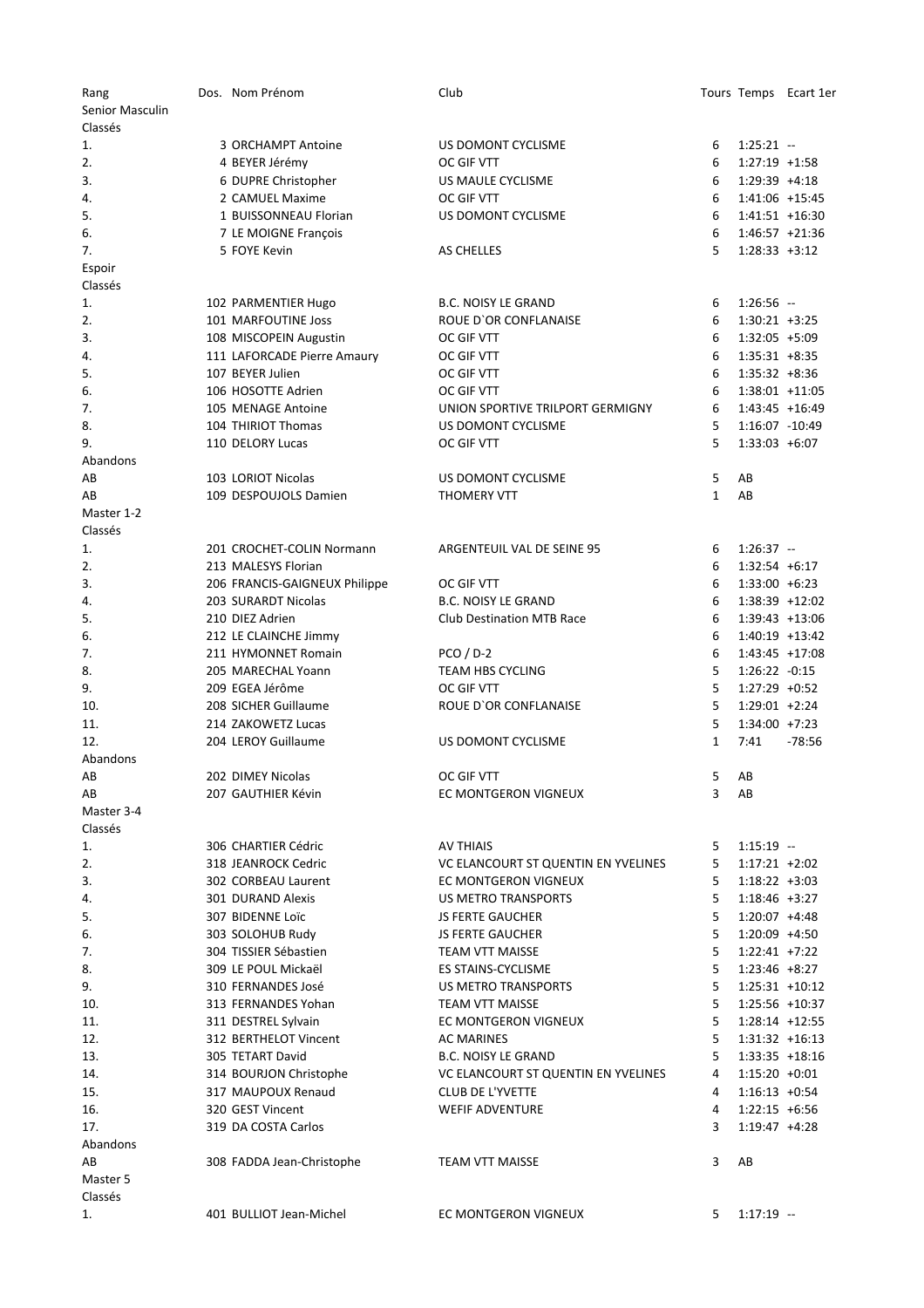| Rang | Dos. | Nom Prénom | Club | Tours | Temps | Ecart 1er |
|---|---|---|---|---|---|---|
| Senior Masculin | | | | | | |
| Classés | | | | | | |
| 1. | 3 | ORCHAMPT Antoine | US DOMONT CYCLISME | 6 | 1:25:21 | -- |
| 2. | 4 | BEYER Jérémy | OC GIF VTT | 6 | 1:27:19 | +1:58 |
| 3. | 6 | DUPRE Christopher | US MAULE CYCLISME | 6 | 1:29:39 | +4:18 |
| 4. | 2 | CAMUEL Maxime | OC GIF VTT | 6 | 1:41:06 | +15:45 |
| 5. | 1 | BUISSONNEAU Florian | US DOMONT CYCLISME | 6 | 1:41:51 | +16:30 |
| 6. | 7 | LE MOIGNE François | | 6 | 1:46:57 | +21:36 |
| 7. | 5 | FOYE Kevin | AS CHELLES | 5 | 1:28:33 | +3:12 |
| Espoir | | | | | | |
| Classés | | | | | | |
| 1. | 102 | PARMENTIER Hugo | B.C. NOISY LE GRAND | 6 | 1:26:56 | -- |
| 2. | 101 | MARFOUTINE Joss | ROUE D`OR CONFLANAISE | 6 | 1:30:21 | +3:25 |
| 3. | 108 | MISCOPEIN Augustin | OC GIF VTT | 6 | 1:32:05 | +5:09 |
| 4. | 111 | LAFORCADE Pierre Amaury | OC GIF VTT | 6 | 1:35:31 | +8:35 |
| 5. | 107 | BEYER Julien | OC GIF VTT | 6 | 1:35:32 | +8:36 |
| 6. | 106 | HOSOTTE Adrien | OC GIF VTT | 6 | 1:38:01 | +11:05 |
| 7. | 105 | MENAGE Antoine | UNION SPORTIVE TRILPORT GERMIGNY | 6 | 1:43:45 | +16:49 |
| 8. | 104 | THIRIOT Thomas | US DOMONT CYCLISME | 5 | 1:16:07 | -10:49 |
| 9. | 110 | DELORY Lucas | OC GIF VTT | 5 | 1:33:03 | +6:07 |
| Abandons | | | | | | |
| AB | 103 | LORIOT Nicolas | US DOMONT CYCLISME | 5 | AB | |
| AB | 109 | DESPOUJOLS Damien | THOMERY VTT | 1 | AB | |
| Master 1-2 | | | | | | |
| Classés | | | | | | |
| 1. | 201 | CROCHET-COLIN Normann | ARGENTEUIL VAL DE SEINE 95 | 6 | 1:26:37 | -- |
| 2. | 213 | MALESYS Florian | | 6 | 1:32:54 | +6:17 |
| 3. | 206 | FRANCIS-GAIGNEUX Philippe | OC GIF VTT | 6 | 1:33:00 | +6:23 |
| 4. | 203 | SURARDT Nicolas | B.C. NOISY LE GRAND | 6 | 1:38:39 | +12:02 |
| 5. | 210 | DIEZ Adrien | Club Destination MTB Race | 6 | 1:39:43 | +13:06 |
| 6. | 212 | LE CLAINCHE Jimmy | | 6 | 1:40:19 | +13:42 |
| 7. | 211 | HYMONNET Romain | PCO / D-2 | 6 | 1:43:45 | +17:08 |
| 8. | 205 | MARECHAL Yoann | TEAM HBS CYCLING | 5 | 1:26:22 | -0:15 |
| 9. | 209 | EGEA Jérôme | OC GIF VTT | 5 | 1:27:29 | +0:52 |
| 10. | 208 | SICHER Guillaume | ROUE D`OR CONFLANAISE | 5 | 1:29:01 | +2:24 |
| 11. | 214 | ZAKOWETZ Lucas | | 5 | 1:34:00 | +7:23 |
| 12. | 204 | LEROY Guillaume | US DOMONT CYCLISME | 1 | 7:41 | -78:56 |
| Abandons | | | | | | |
| AB | 202 | DIMEY Nicolas | OC GIF VTT | 5 | AB | |
| AB | 207 | GAUTHIER Kévin | EC MONTGERON VIGNEUX | 3 | AB | |
| Master 3-4 | | | | | | |
| Classés | | | | | | |
| 1. | 306 | CHARTIER Cédric | AV THIAIS | 5 | 1:15:19 | -- |
| 2. | 318 | JEANROCK Cedric | VC ELANCOURT ST QUENTIN EN YVELINES | 5 | 1:17:21 | +2:02 |
| 3. | 302 | CORBEAU Laurent | EC MONTGERON VIGNEUX | 5 | 1:18:22 | +3:03 |
| 4. | 301 | DURAND Alexis | US METRO TRANSPORTS | 5 | 1:18:46 | +3:27 |
| 5. | 307 | BIDENNE Loïc | JS FERTE GAUCHER | 5 | 1:20:07 | +4:48 |
| 6. | 303 | SOLOHUB Rudy | JS FERTE GAUCHER | 5 | 1:20:09 | +4:50 |
| 7. | 304 | TISSIER Sébastien | TEAM VTT MAISSE | 5 | 1:22:41 | +7:22 |
| 8. | 309 | LE POUL Mickaël | ES STAINS-CYCLISME | 5 | 1:23:46 | +8:27 |
| 9. | 310 | FERNANDES José | US METRO TRANSPORTS | 5 | 1:25:31 | +10:12 |
| 10. | 313 | FERNANDES Yohan | TEAM VTT MAISSE | 5 | 1:25:56 | +10:37 |
| 11. | 311 | DESTREL Sylvain | EC MONTGERON VIGNEUX | 5 | 1:28:14 | +12:55 |
| 12. | 312 | BERTHELOT Vincent | AC MARINES | 5 | 1:31:32 | +16:13 |
| 13. | 305 | TETART David | B.C. NOISY LE GRAND | 5 | 1:33:35 | +18:16 |
| 14. | 314 | BOURJON Christophe | VC ELANCOURT ST QUENTIN EN YVELINES | 4 | 1:15:20 | +0:01 |
| 15. | 317 | MAUPOUX Renaud | CLUB DE L'YVETTE | 4 | 1:16:13 | +0:54 |
| 16. | 320 | GEST Vincent | WEFIF ADVENTURE | 4 | 1:22:15 | +6:56 |
| 17. | 319 | DA COSTA Carlos | | 3 | 1:19:47 | +4:28 |
| Abandons | | | | | | |
| AB | 308 | FADDA Jean-Christophe | TEAM VTT MAISSE | 3 | AB | |
| Master 5 | | | | | | |
| Classés | | | | | | |
| 1. | 401 | BULLIOT Jean-Michel | EC MONTGERON VIGNEUX | 5 | 1:17:19 | -- |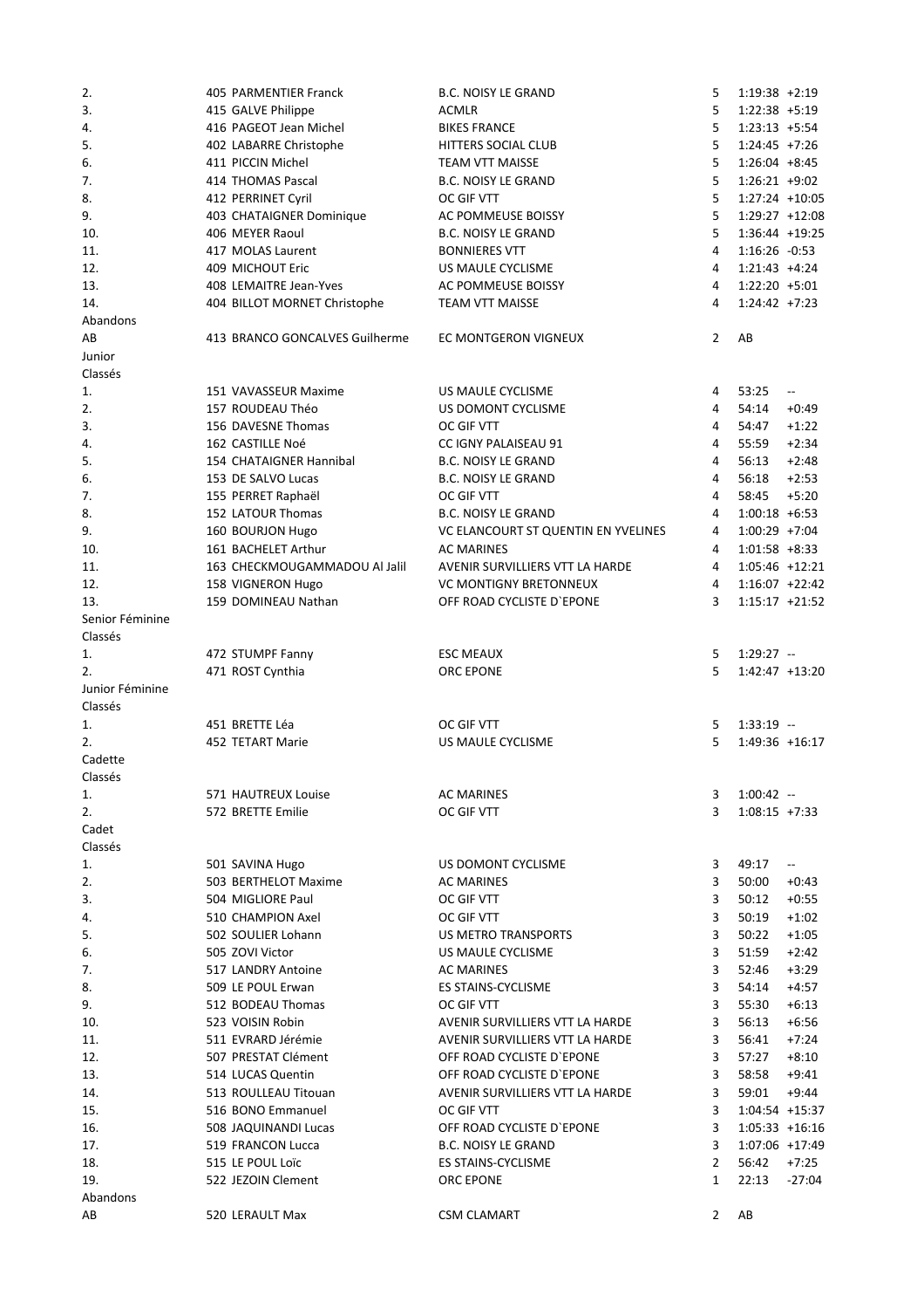| | | | | | |
|---|---|---|---|---|---|
| 2. | 405 PARMENTIER Franck | B.C. NOISY LE GRAND | 5 | 1:19:38 | +2:19 |
| 3. | 415 GALVE Philippe | ACMLR | 5 | 1:22:38 | +5:19 |
| 4. | 416 PAGEOT Jean Michel | BIKES FRANCE | 5 | 1:23:13 | +5:54 |
| 5. | 402 LABARRE Christophe | HITTERS SOCIAL CLUB | 5 | 1:24:45 | +7:26 |
| 6. | 411 PICCIN Michel | TEAM VTT MAISSE | 5 | 1:26:04 | +8:45 |
| 7. | 414 THOMAS Pascal | B.C. NOISY LE GRAND | 5 | 1:26:21 | +9:02 |
| 8. | 412 PERRINET Cyril | OC GIF VTT | 5 | 1:27:24 | +10:05 |
| 9. | 403 CHATAIGNER Dominique | AC POMMEUSE BOISSY | 5 | 1:29:27 | +12:08 |
| 10. | 406 MEYER Raoul | B.C. NOISY LE GRAND | 5 | 1:36:44 | +19:25 |
| 11. | 417 MOLAS Laurent | BONNIERES VTT | 4 | 1:16:26 | -0:53 |
| 12. | 409 MICHOUT Eric | US MAULE CYCLISME | 4 | 1:21:43 | +4:24 |
| 13. | 408 LEMAITRE Jean-Yves | AC POMMEUSE BOISSY | 4 | 1:22:20 | +5:01 |
| 14. | 404 BILLOT MORNET Christophe | TEAM VTT MAISSE | 4 | 1:24:42 | +7:23 |
| Abandons | | | | | |
| AB | 413 BRANCO GONCALVES Guilherme | EC MONTGERON VIGNEUX | 2 | AB | |
| Junior | | | | | |
| Classés | | | | | |
| 1. | 151 VAVASSEUR Maxime | US MAULE CYCLISME | 4 | 53:25 | -- |
| 2. | 157 ROUDEAU Théo | US DOMONT CYCLISME | 4 | 54:14 | +0:49 |
| 3. | 156 DAVESNE Thomas | OC GIF VTT | 4 | 54:47 | +1:22 |
| 4. | 162 CASTILLE Noé | CC IGNY PALAISEAU 91 | 4 | 55:59 | +2:34 |
| 5. | 154 CHATAIGNER Hannibal | B.C. NOISY LE GRAND | 4 | 56:13 | +2:48 |
| 6. | 153 DE SALVO Lucas | B.C. NOISY LE GRAND | 4 | 56:18 | +2:53 |
| 7. | 155 PERRET Raphaël | OC GIF VTT | 4 | 58:45 | +5:20 |
| 8. | 152 LATOUR Thomas | B.C. NOISY LE GRAND | 4 | 1:00:18 | +6:53 |
| 9. | 160 BOURJON Hugo | VC ELANCOURT ST QUENTIN EN YVELINES | 4 | 1:00:29 | +7:04 |
| 10. | 161 BACHELET Arthur | AC MARINES | 4 | 1:01:58 | +8:33 |
| 11. | 163 CHECKMOUGAMMADOU Al Jalil | AVENIR SURVILLIERS VTT LA HARDE | 4 | 1:05:46 | +12:21 |
| 12. | 158 VIGNERON Hugo | VC MONTIGNY BRETONNEUX | 4 | 1:16:07 | +22:42 |
| 13. | 159 DOMINEAU Nathan | OFF ROAD CYCLISTE D`EPONE | 3 | 1:15:17 | +21:52 |
| Senior Féminine | | | | | |
| Classés | | | | | |
| 1. | 472 STUMPF Fanny | ESC MEAUX | 5 | 1:29:27 | -- |
| 2. | 471 ROST Cynthia | ORC EPONE | 5 | 1:42:47 | +13:20 |
| Junior Féminine | | | | | |
| Classés | | | | | |
| 1. | 451 BRETTE Léa | OC GIF VTT | 5 | 1:33:19 | -- |
| 2. | 452 TETART Marie | US MAULE CYCLISME | 5 | 1:49:36 | +16:17 |
| Cadette | | | | | |
| Classés | | | | | |
| 1. | 571 HAUTREUX Louise | AC MARINES | 3 | 1:00:42 | -- |
| 2. | 572 BRETTE Emilie | OC GIF VTT | 3 | 1:08:15 | +7:33 |
| Cadet | | | | | |
| Classés | | | | | |
| 1. | 501 SAVINA Hugo | US DOMONT CYCLISME | 3 | 49:17 | -- |
| 2. | 503 BERTHELOT Maxime | AC MARINES | 3 | 50:00 | +0:43 |
| 3. | 504 MIGLIORE Paul | OC GIF VTT | 3 | 50:12 | +0:55 |
| 4. | 510 CHAMPION Axel | OC GIF VTT | 3 | 50:19 | +1:02 |
| 5. | 502 SOULIER Lohann | US METRO TRANSPORTS | 3 | 50:22 | +1:05 |
| 6. | 505 ZOVI Victor | US MAULE CYCLISME | 3 | 51:59 | +2:42 |
| 7. | 517 LANDRY Antoine | AC MARINES | 3 | 52:46 | +3:29 |
| 8. | 509 LE POUL Erwan | ES STAINS-CYCLISME | 3 | 54:14 | +4:57 |
| 9. | 512 BODEAU Thomas | OC GIF VTT | 3 | 55:30 | +6:13 |
| 10. | 523 VOISIN Robin | AVENIR SURVILLIERS VTT LA HARDE | 3 | 56:13 | +6:56 |
| 11. | 511 EVRARD Jérémie | AVENIR SURVILLIERS VTT LA HARDE | 3 | 56:41 | +7:24 |
| 12. | 507 PRESTAT Clément | OFF ROAD CYCLISTE D`EPONE | 3 | 57:27 | +8:10 |
| 13. | 514 LUCAS Quentin | OFF ROAD CYCLISTE D`EPONE | 3 | 58:58 | +9:41 |
| 14. | 513 ROULLEAU Titouan | AVENIR SURVILLIERS VTT LA HARDE | 3 | 59:01 | +9:44 |
| 15. | 516 BONO Emmanuel | OC GIF VTT | 3 | 1:04:54 | +15:37 |
| 16. | 508 JAQUINANDI Lucas | OFF ROAD CYCLISTE D`EPONE | 3 | 1:05:33 | +16:16 |
| 17. | 519 FRANCON Lucca | B.C. NOISY LE GRAND | 3 | 1:07:06 | +17:49 |
| 18. | 515 LE POUL Loïc | ES STAINS-CYCLISME | 2 | 56:42 | +7:25 |
| 19. | 522 JEZOIN Clement | ORC EPONE | 1 | 22:13 | -27:04 |
| Abandons | | | | | |
| AB | 520 LERAULT Max | CSM CLAMART | 2 | AB | |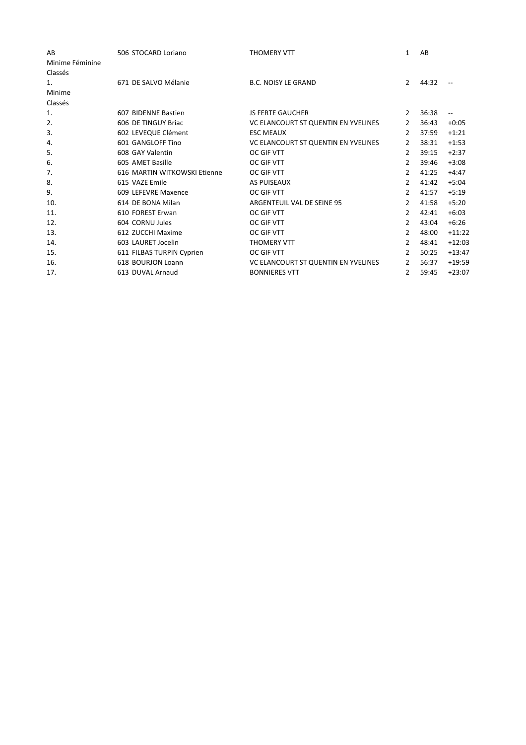| | | | | | |
|---|---|---|---|---|---|
| AB | 506 STOCARD Loriano | THOMERY VTT | 1 | AB | |
| Minime Féminine | | | | | |
| Classés | | | | | |
| 1. | 671 DE SALVO Mélanie | B.C. NOISY LE GRAND | 2 | 44:32 | -- |
| Minime | | | | | |
| Classés | | | | | |
| 1. | 607 BIDENNE Bastien | JS FERTE GAUCHER | 2 | 36:38 | -- |
| 2. | 606 DE TINGUY Briac | VC ELANCOURT ST QUENTIN EN YVELINES | 2 | 36:43 | +0:05 |
| 3. | 602 LEVEQUE Clément | ESC MEAUX | 2 | 37:59 | +1:21 |
| 4. | 601 GANGLOFF Tino | VC ELANCOURT ST QUENTIN EN YVELINES | 2 | 38:31 | +1:53 |
| 5. | 608 GAY Valentin | OC GIF VTT | 2 | 39:15 | +2:37 |
| 6. | 605 AMET Basille | OC GIF VTT | 2 | 39:46 | +3:08 |
| 7. | 616 MARTIN WITKOWSKI Etienne | OC GIF VTT | 2 | 41:25 | +4:47 |
| 8. | 615 VAZE Emile | AS PUISEAUX | 2 | 41:42 | +5:04 |
| 9. | 609 LEFEVRE Maxence | OC GIF VTT | 2 | 41:57 | +5:19 |
| 10. | 614 DE BONA Milan | ARGENTEUIL VAL DE SEINE 95 | 2 | 41:58 | +5:20 |
| 11. | 610 FOREST Erwan | OC GIF VTT | 2 | 42:41 | +6:03 |
| 12. | 604 CORNU Jules | OC GIF VTT | 2 | 43:04 | +6:26 |
| 13. | 612 ZUCCHI Maxime | OC GIF VTT | 2 | 48:00 | +11:22 |
| 14. | 603 LAURET Jocelin | THOMERY VTT | 2 | 48:41 | +12:03 |
| 15. | 611 FILBAS TURPIN Cyprien | OC GIF VTT | 2 | 50:25 | +13:47 |
| 16. | 618 BOURJON Loann | VC ELANCOURT ST QUENTIN EN YVELINES | 2 | 56:37 | +19:59 |
| 17. | 613 DUVAL Arnaud | BONNIERES VTT | 2 | 59:45 | +23:07 |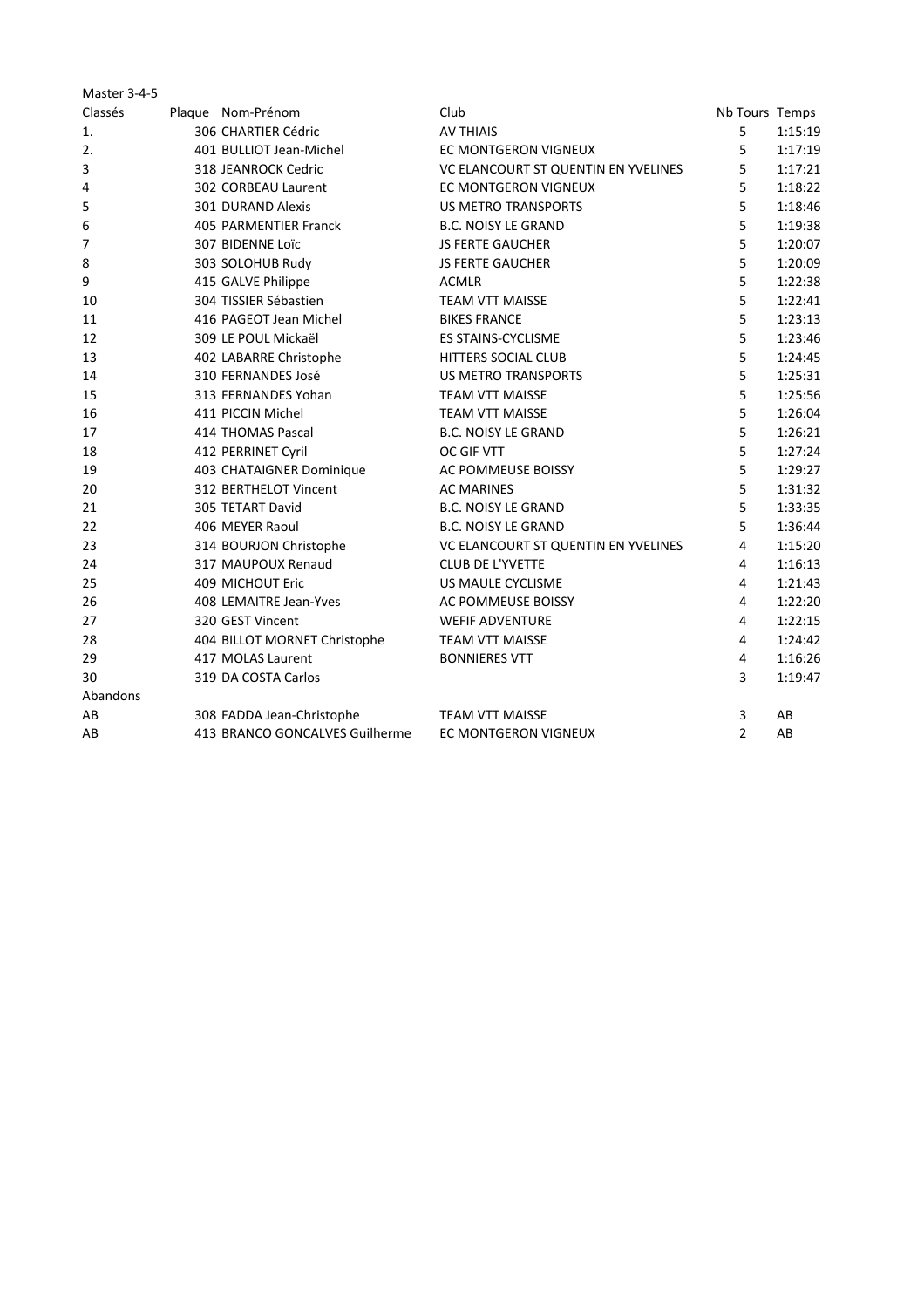Master 3-4-5

| Classés | Plaque | Nom-Prénom | Club | Nb Tours | Temps |
|---|---|---|---|---|---|
| 1. | 306 | CHARTIER Cédric | AV THIAIS | 5 | 1:15:19 |
| 2. | 401 | BULLIOT Jean-Michel | EC MONTGERON VIGNEUX | 5 | 1:17:19 |
| 3 | 318 | JEANROCK Cedric | VC ELANCOURT ST QUENTIN EN YVELINES | 5 | 1:17:21 |
| 4 | 302 | CORBEAU Laurent | EC MONTGERON VIGNEUX | 5 | 1:18:22 |
| 5 | 301 | DURAND Alexis | US METRO TRANSPORTS | 5 | 1:18:46 |
| 6 | 405 | PARMENTIER Franck | B.C. NOISY LE GRAND | 5 | 1:19:38 |
| 7 | 307 | BIDENNE Loïc | JS FERTE GAUCHER | 5 | 1:20:07 |
| 8 | 303 | SOLOHUB Rudy | JS FERTE GAUCHER | 5 | 1:20:09 |
| 9 | 415 | GALVE Philippe | ACMLR | 5 | 1:22:38 |
| 10 | 304 | TISSIER Sébastien | TEAM VTT MAISSE | 5 | 1:22:41 |
| 11 | 416 | PAGEOT Jean Michel | BIKES FRANCE | 5 | 1:23:13 |
| 12 | 309 | LE POUL Mickaël | ES STAINS-CYCLISME | 5 | 1:23:46 |
| 13 | 402 | LABARRE Christophe | HITTERS SOCIAL CLUB | 5 | 1:24:45 |
| 14 | 310 | FERNANDES José | US METRO TRANSPORTS | 5 | 1:25:31 |
| 15 | 313 | FERNANDES Yohan | TEAM VTT MAISSE | 5 | 1:25:56 |
| 16 | 411 | PICCIN Michel | TEAM VTT MAISSE | 5 | 1:26:04 |
| 17 | 414 | THOMAS Pascal | B.C. NOISY LE GRAND | 5 | 1:26:21 |
| 18 | 412 | PERRINET Cyril | OC GIF VTT | 5 | 1:27:24 |
| 19 | 403 | CHATAIGNER Dominique | AC POMMEUSE BOISSY | 5 | 1:29:27 |
| 20 | 312 | BERTHELOT Vincent | AC MARINES | 5 | 1:31:32 |
| 21 | 305 | TETART David | B.C. NOISY LE GRAND | 5 | 1:33:35 |
| 22 | 406 | MEYER Raoul | B.C. NOISY LE GRAND | 5 | 1:36:44 |
| 23 | 314 | BOURJON Christophe | VC ELANCOURT ST QUENTIN EN YVELINES | 4 | 1:15:20 |
| 24 | 317 | MAUPOUX Renaud | CLUB DE L'YVETTE | 4 | 1:16:13 |
| 25 | 409 | MICHOUT Eric | US MAULE CYCLISME | 4 | 1:21:43 |
| 26 | 408 | LEMAITRE Jean-Yves | AC POMMEUSE BOISSY | 4 | 1:22:20 |
| 27 | 320 | GEST Vincent | WEFIF ADVENTURE | 4 | 1:22:15 |
| 28 | 404 | BILLOT MORNET Christophe | TEAM VTT MAISSE | 4 | 1:24:42 |
| 29 | 417 | MOLAS Laurent | BONNIERES VTT | 4 | 1:16:26 |
| 30 | 319 | DA COSTA Carlos | | 3 | 1:19:47 |
| Abandons | | | | | |
| AB | 308 | FADDA Jean-Christophe | TEAM VTT MAISSE | 3 | AB |
| AB | 413 | BRANCO GONCALVES Guilherme | EC MONTGERON VIGNEUX | 2 | AB |